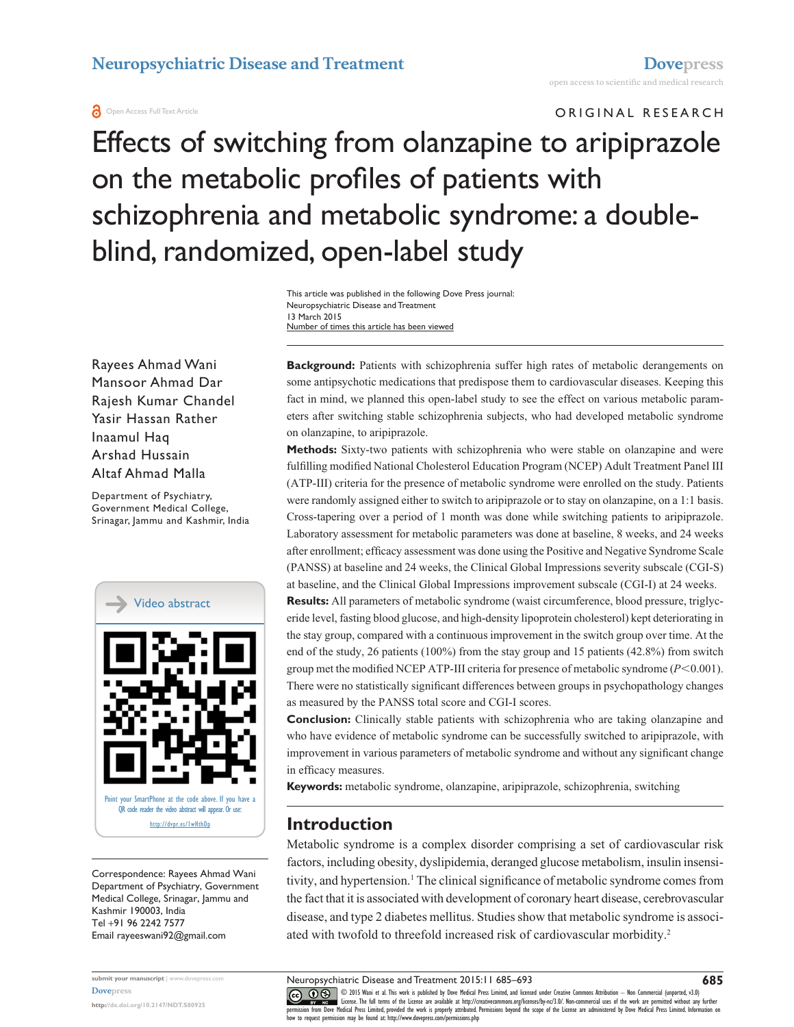Open Access Full Text Article

ORIGINAL RESEARCH

# Effects of switching from olanzapine to aripiprazole on the metabolic profiles of patients with schizophrenia and metabolic syndrome: a double-blind, randomized, open-label study

This article was published in the following Dove Press journal:
Neuropsychiatric Disease and Treatment
13 March 2015
Number of times this article has been viewed

Rayees Ahmad Wani
Mansoor Ahmad Dar
Rajesh Kumar Chandel
Yasir Hassan Rather
Inaamul Haq
Arshad Hussain
Altaf Ahmad Malla

Department of Psychiatry, Government Medical College, Srinagar, Jammu and Kashmir, India

Video abstract

Point your SmartPhone at the code above. If you have a QR code reader the video abstract will appear. Or use: http://dvpr.es/1wHthDp

Correspondence: Rayees Ahmad Wani
Department of Psychiatry, Government Medical College, Srinagar, Jammu and Kashmir 190003, India
Tel +91 96 2242 7577
Email rayeeswani92@gmail.com

**Background:** Patients with schizophrenia suffer high rates of metabolic derangements on some antipsychotic medications that predispose them to cardiovascular diseases. Keeping this fact in mind, we planned this open-label study to see the effect on various metabolic parameters after switching stable schizophrenia subjects, who had developed metabolic syndrome on olanzapine, to aripiprazole.

**Methods:** Sixty-two patients with schizophrenia who were stable on olanzapine and were fulfilling modified National Cholesterol Education Program (NCEP) Adult Treatment Panel III (ATP-III) criteria for the presence of metabolic syndrome were enrolled on the study. Patients were randomly assigned either to switch to aripiprazole or to stay on olanzapine, on a 1:1 basis. Cross-tapering over a period of 1 month was done while switching patients to aripiprazole. Laboratory assessment for metabolic parameters was done at baseline, 8 weeks, and 24 weeks after enrollment; efficacy assessment was done using the Positive and Negative Syndrome Scale (PANSS) at baseline and 24 weeks, the Clinical Global Impressions severity subscale (CGI-S) at baseline, and the Clinical Global Impressions improvement subscale (CGI-I) at 24 weeks.

**Results:** All parameters of metabolic syndrome (waist circumference, blood pressure, triglyceride level, fasting blood glucose, and high-density lipoprotein cholesterol) kept deteriorating in the stay group, compared with a continuous improvement in the switch group over time. At the end of the study, 26 patients (100%) from the stay group and 15 patients (42.8%) from switch group met the modified NCEP ATP-III criteria for presence of metabolic syndrome ($P<0.001$). There were no statistically significant differences between groups in psychopathology changes as measured by the PANSS total score and CGI-I scores.

**Conclusion:** Clinically stable patients with schizophrenia who are taking olanzapine and who have evidence of metabolic syndrome can be successfully switched to aripiprazole, with improvement in various parameters of metabolic syndrome and without any significant change in efficacy measures.

**Keywords:** metabolic syndrome, olanzapine, aripiprazole, schizophrenia, switching

## Introduction

Metabolic syndrome is a complex disorder comprising a set of cardiovascular risk factors, including obesity, dyslipidemia, deranged glucose metabolism, insulin insensitivity, and hypertension.[1] The clinical significance of metabolic syndrome comes from the fact that it is associated with development of coronary heart disease, cerebrovascular disease, and type 2 diabetes mellitus. Studies show that metabolic syndrome is associated with twofold to threefold increased risk of cardiovascular morbidity.[2]

© 2015 Wani et al. This work is published by Dove Medical Press Limited, and licensed under Creative Commons Attribution – Non Commercial (unported, v3.0) License. The full terms of the License are available at http://creativecommons.org/licenses/by-nc/3.0/. Non-commercial uses of the work are permitted without any further permission from Dove Medical Press Limited, provided the work is properly attributed. Permissions beyond the scope of the License are administered by Dove Medical Press Limited. Information on how to request permission may be found at: http://www.dovepress.com/permissions.php

http://dx.doi.org/10.2147/NDT.S80925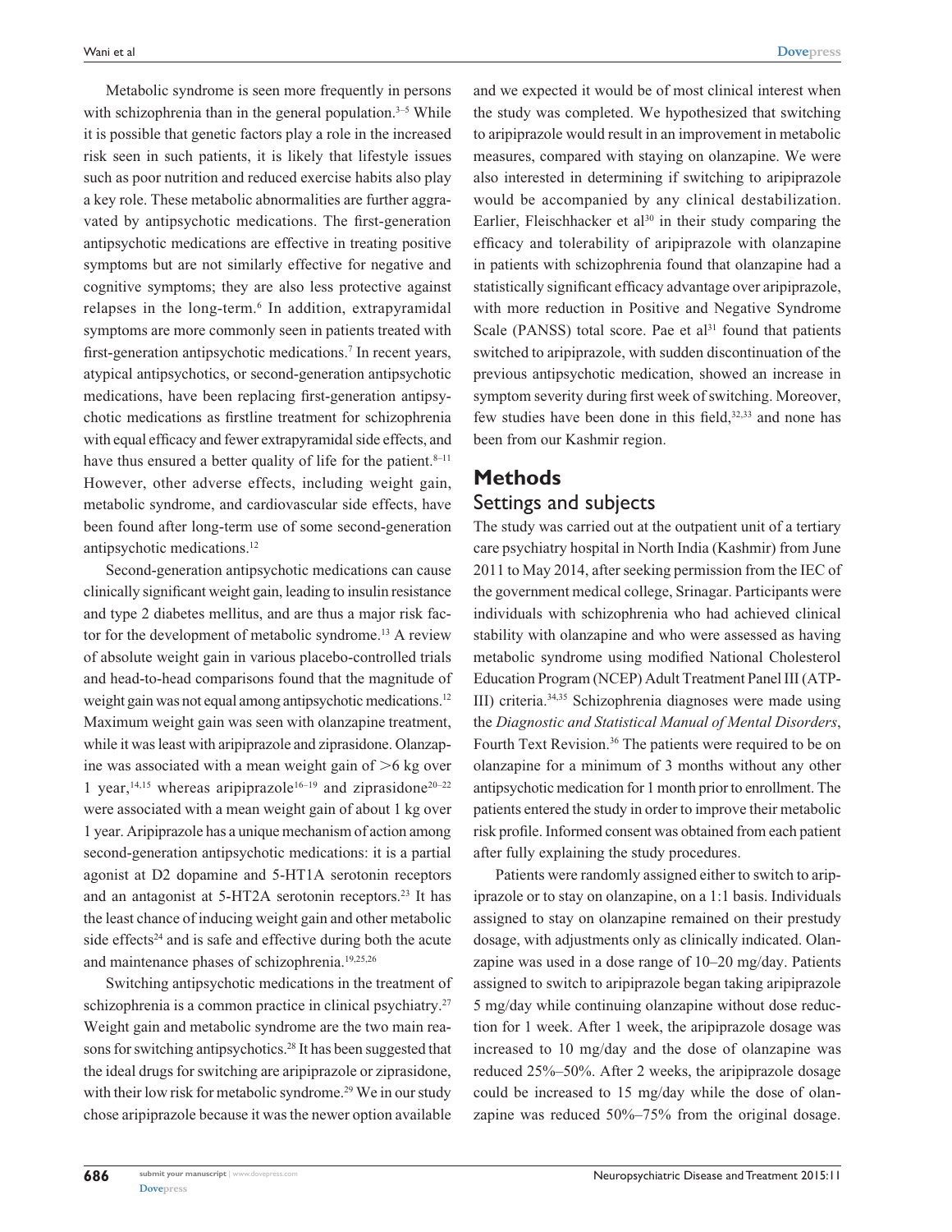Metabolic syndrome is seen more frequently in persons with schizophrenia than in the general population.[3–5] While it is possible that genetic factors play a role in the increased risk seen in such patients, it is likely that lifestyle issues such as poor nutrition and reduced exercise habits also play a key role. These metabolic abnormalities are further aggravated by antipsychotic medications. The first-generation antipsychotic medications are effective in treating positive symptoms but are not similarly effective for negative and cognitive symptoms; they are also less protective against relapses in the long-term.[6] In addition, extrapyramidal symptoms are more commonly seen in patients treated with first-generation antipsychotic medications.[7] In recent years, atypical antipsychotics, or second-generation antipsychotic medications, have been replacing first-generation antipsychotic medications as firstline treatment for schizophrenia with equal efficacy and fewer extrapyramidal side effects, and have thus ensured a better quality of life for the patient.[8–11] However, other adverse effects, including weight gain, metabolic syndrome, and cardiovascular side effects, have been found after long-term use of some second-generation antipsychotic medications.[12]

Second-generation antipsychotic medications can cause clinically significant weight gain, leading to insulin resistance and type 2 diabetes mellitus, and are thus a major risk factor for the development of metabolic syndrome.[13] A review of absolute weight gain in various placebo-controlled trials and head-to-head comparisons found that the magnitude of weight gain was not equal among antipsychotic medications.[12] Maximum weight gain was seen with olanzapine treatment, while it was least with aripiprazole and ziprasidone. Olanzapine was associated with a mean weight gain of >6 kg over 1 year,[14,15] whereas aripiprazole[16–19] and ziprasidone[20–22] were associated with a mean weight gain of about 1 kg over 1 year. Aripiprazole has a unique mechanism of action among second-generation antipsychotic medications: it is a partial agonist at D2 dopamine and 5-HT1A serotonin receptors and an antagonist at 5-HT2A serotonin receptors.[23] It has the least chance of inducing weight gain and other metabolic side effects[24] and is safe and effective during both the acute and maintenance phases of schizophrenia.[19,25,26]

Switching antipsychotic medications in the treatment of schizophrenia is a common practice in clinical psychiatry.[27] Weight gain and metabolic syndrome are the two main reasons for switching antipsychotics.[28] It has been suggested that the ideal drugs for switching are aripiprazole or ziprasidone, with their low risk for metabolic syndrome.[29] We in our study chose aripiprazole because it was the newer option available and we expected it would be of most clinical interest when the study was completed. We hypothesized that switching to aripiprazole would result in an improvement in metabolic measures, compared with staying on olanzapine. We were also interested in determining if switching to aripiprazole would be accompanied by any clinical destabilization. Earlier, Fleischhacker et al[30] in their study comparing the efficacy and tolerability of aripiprazole with olanzapine in patients with schizophrenia found that olanzapine had a statistically significant efficacy advantage over aripiprazole, with more reduction in Positive and Negative Syndrome Scale (PANSS) total score. Pae et al[31] found that patients switched to aripiprazole, with sudden discontinuation of the previous antipsychotic medication, showed an increase in symptom severity during first week of switching. Moreover, few studies have been done in this field,[32,33] and none has been from our Kashmir region.

## Methods

### Settings and subjects

The study was carried out at the outpatient unit of a tertiary care psychiatry hospital in North India (Kashmir) from June 2011 to May 2014, after seeking permission from the IEC of the government medical college, Srinagar. Participants were individuals with schizophrenia who had achieved clinical stability with olanzapine and who were assessed as having metabolic syndrome using modified National Cholesterol Education Program (NCEP) Adult Treatment Panel III (ATP-III) criteria.[34,35] Schizophrenia diagnoses were made using the *Diagnostic and Statistical Manual of Mental Disorders*, Fourth Text Revision.[36] The patients were required to be on olanzapine for a minimum of 3 months without any other antipsychotic medication for 1 month prior to enrollment. The patients entered the study in order to improve their metabolic risk profile. Informed consent was obtained from each patient after fully explaining the study procedures.

Patients were randomly assigned either to switch to aripiprazole or to stay on olanzapine, on a 1:1 basis. Individuals assigned to stay on olanzapine remained on their prestudy dosage, with adjustments only as clinically indicated. Olanzapine was used in a dose range of 10–20 mg/day. Patients assigned to switch to aripiprazole began taking aripiprazole 5 mg/day while continuing olanzapine without dose reduction for 1 week. After 1 week, the aripiprazole dosage was increased to 10 mg/day and the dose of olanzapine was reduced 25%–50%. After 2 weeks, the aripiprazole dosage could be increased to 15 mg/day while the dose of olanzapine was reduced 50%–75% from the original dosage.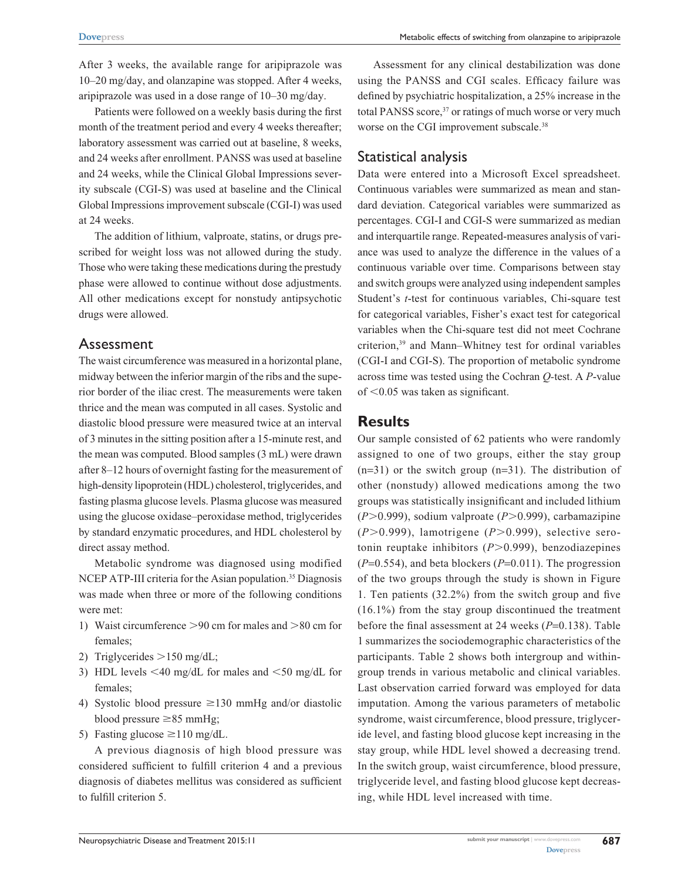After 3 weeks, the available range for aripiprazole was 10–20 mg/day, and olanzapine was stopped. After 4 weeks, aripiprazole was used in a dose range of 10–30 mg/day.

Patients were followed on a weekly basis during the first month of the treatment period and every 4 weeks thereafter; laboratory assessment was carried out at baseline, 8 weeks, and 24 weeks after enrollment. PANSS was used at baseline and 24 weeks, while the Clinical Global Impressions severity subscale (CGI-S) was used at baseline and the Clinical Global Impressions improvement subscale (CGI-I) was used at 24 weeks.

The addition of lithium, valproate, statins, or drugs prescribed for weight loss was not allowed during the study. Those who were taking these medications during the prestudy phase were allowed to continue without dose adjustments. All other medications except for nonstudy antipsychotic drugs were allowed.

## Assessment

The waist circumference was measured in a horizontal plane, midway between the inferior margin of the ribs and the superior border of the iliac crest. The measurements were taken thrice and the mean was computed in all cases. Systolic and diastolic blood pressure were measured twice at an interval of 3 minutes in the sitting position after a 15-minute rest, and the mean was computed. Blood samples (3 mL) were drawn after 8–12 hours of overnight fasting for the measurement of high-density lipoprotein (HDL) cholesterol, triglycerides, and fasting plasma glucose levels. Plasma glucose was measured using the glucose oxidase–peroxidase method, triglycerides by standard enzymatic procedures, and HDL cholesterol by direct assay method.

Metabolic syndrome was diagnosed using modified NCEP ATP-III criteria for the Asian population.[35] Diagnosis was made when three or more of the following conditions were met:

1) Waist circumference >90 cm for males and >80 cm for females;
2) Triglycerides >150 mg/dL;
3) HDL levels <40 mg/dL for males and <50 mg/dL for females;
4) Systolic blood pressure ≥130 mmHg and/or diastolic blood pressure ≥85 mmHg;
5) Fasting glucose ≥110 mg/dL.

A previous diagnosis of high blood pressure was considered sufficient to fulfill criterion 4 and a previous diagnosis of diabetes mellitus was considered as sufficient to fulfill criterion 5.

Assessment for any clinical destabilization was done using the PANSS and CGI scales. Efficacy failure was defined by psychiatric hospitalization, a 25% increase in the total PANSS score,[37] or ratings of much worse or very much worse on the CGI improvement subscale.[38]

## Statistical analysis

Data were entered into a Microsoft Excel spreadsheet. Continuous variables were summarized as mean and standard deviation. Categorical variables were summarized as percentages. CGI-I and CGI-S were summarized as median and interquartile range. Repeated-measures analysis of variance was used to analyze the difference in the values of a continuous variable over time. Comparisons between stay and switch groups were analyzed using independent samples Student's *t*-test for continuous variables, Chi-square test for categorical variables, Fisher's exact test for categorical variables when the Chi-square test did not meet Cochrane criterion,[39] and Mann–Whitney test for ordinal variables (CGI-I and CGI-S). The proportion of metabolic syndrome across time was tested using the Cochran *Q*-test. A *P*-value of <0.05 was taken as significant.

# Results

Our sample consisted of 62 patients who were randomly assigned to one of two groups, either the stay group (n=31) or the switch group (n=31). The distribution of other (nonstudy) allowed medications among the two groups was statistically insignificant and included lithium ($P>0.999$), sodium valproate ($P>0.999$), carbamazipine ($P>0.999$), lamotrigene ($P>0.999$), selective serotonin reuptake inhibitors ($P>0.999$), benzodiazepines ($P=0.554$), and beta blockers ($P=0.011$). The progression of the two groups through the study is shown in Figure 1. Ten patients (32.2%) from the switch group and five (16.1%) from the stay group discontinued the treatment before the final assessment at 24 weeks ($P=0.138$). Table 1 summarizes the sociodemographic characteristics of the participants. Table 2 shows both intergroup and within-group trends in various metabolic and clinical variables. Last observation carried forward was employed for data imputation. Among the various parameters of metabolic syndrome, waist circumference, blood pressure, triglyceride level, and fasting blood glucose kept increasing in the stay group, while HDL level showed a decreasing trend. In the switch group, waist circumference, blood pressure, triglyceride level, and fasting blood glucose kept decreasing, while HDL level increased with time.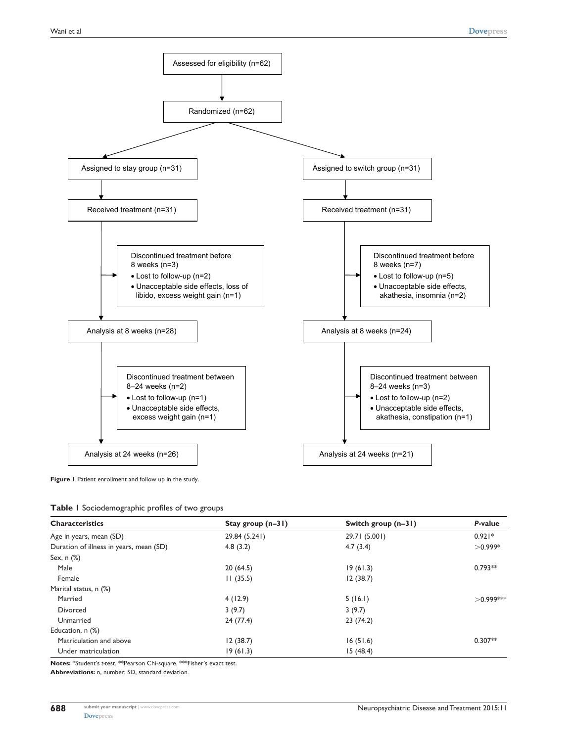Assessed for eligibility (n=62)

Randomized (n=62)

| Stay group | Switch group |
|---|---|
| Assigned to stay group (n=31) | Assigned to switch group (n=31) |
| Received treatment (n=31) | Received treatment (n=31) |
| Discontinued treatment before 8 weeks (n=3)<br>• Lost to follow-up (n=2)<br>• Unacceptable side effects, loss of libido, excess weight gain (n=1) | Discontinued treatment before 8 weeks (n=7)<br>• Lost to follow-up (n=5)<br>• Unacceptable side effects, akathesia, insomnia (n=2) |
| Analysis at 8 weeks (n=28) | Analysis at 8 weeks (n=24) |
| Discontinued treatment between 8–24 weeks (n=2)<br>• Lost to follow-up (n=1)<br>• Unacceptable side effects, excess weight gain (n=1) | Discontinued treatment between 8–24 weeks (n=3)<br>• Lost to follow-up (n=2)<br>• Unacceptable side effects, akathesia, constipation (n=1) |
| Analysis at 24 weeks (n=26) | Analysis at 24 weeks (n=21) |

**Figure 1** Patient enrollment and follow up in the study.

**Table 1** Sociodemographic profiles of two groups

| Characteristics | Stay group (n=31) | Switch group (n=31) | *P*-value |
|---|---|---|---|
| Age in years, mean (SD) | 29.84 (5.241) | 29.71 (5.001) | 0.921* |
| Duration of illness in years, mean (SD) | 4.8 (3.2) | 4.7 (3.4) | >0.999* |
| Sex, n (%) | | | |
| Male | 20 (64.5) | 19 (61.3) | 0.793** |
| Female | 11 (35.5) | 12 (38.7) | |
| Marital status, n (%) | | | |
| Married | 4 (12.9) | 5 (16.1) | >0.999*** |
| Divorced | 3 (9.7) | 3 (9.7) | |
| Unmarried | 24 (77.4) | 23 (74.2) | |
| Education, n (%) | | | |
| Matriculation and above | 12 (38.7) | 16 (51.6) | 0.307** |
| Under matriculation | 19 (61.3) | 15 (48.4) | |

**Notes:** *Student's *t*-test. **Pearson Chi-square. ***Fisher's exact test.

**Abbreviations:** n, number; SD, standard deviation.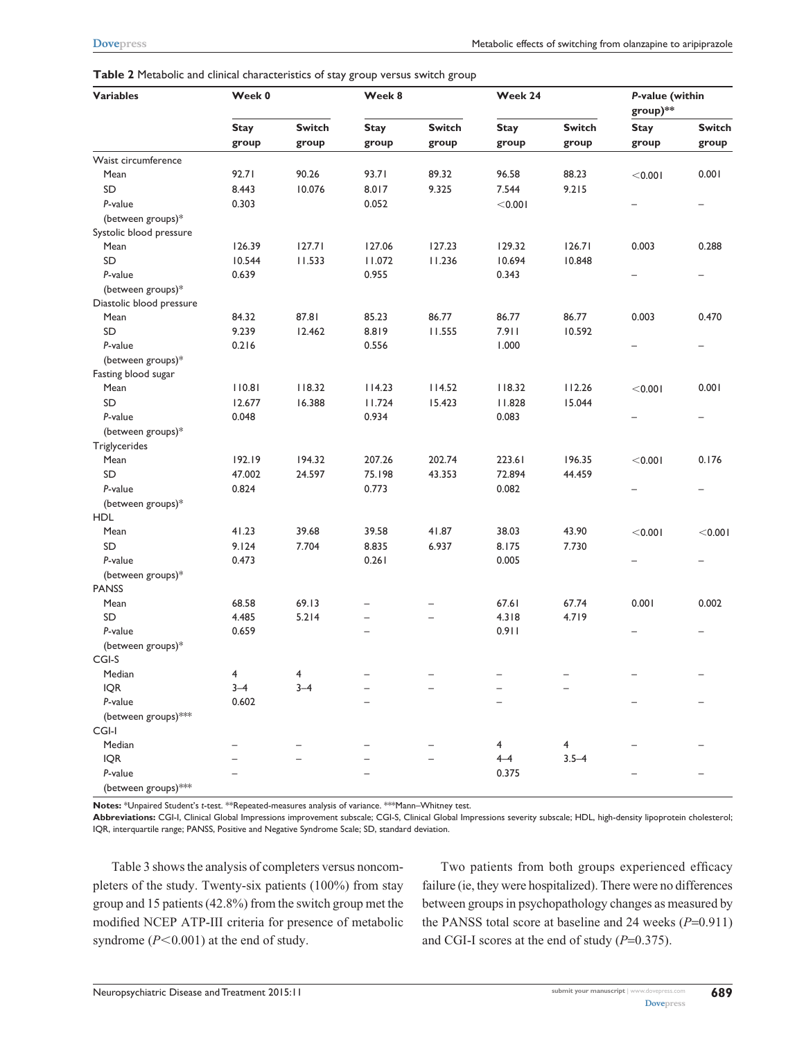**Table 2** Metabolic and clinical characteristics of stay group versus switch group

| Variables | Week 0 | | Week 8 | | Week 24 | | P-value (within group)** | |
|---|---|---|---|---|---|---|---|---|
| | Stay group | Switch group | Stay group | Switch group | Stay group | Switch group | Stay group | Switch group |
| **Waist circumference** | | | | | | | | |
| Mean | 92.71 | 90.26 | 93.71 | 89.32 | 96.58 | 88.23 | <0.001 | 0.001 |
| SD | 8.443 | 10.076 | 8.017 | 9.325 | 7.544 | 9.215 | | |
| P-value (between groups)* | 0.303 | | 0.052 | | <0.001 | | – | – |
| **Systolic blood pressure** | | | | | | | | |
| Mean | 126.39 | 127.71 | 127.06 | 127.23 | 129.32 | 126.71 | 0.003 | 0.288 |
| SD | 10.544 | 11.533 | 11.072 | 11.236 | 10.694 | 10.848 | | |
| P-value (between groups)* | 0.639 | | 0.955 | | 0.343 | | – | – |
| **Diastolic blood pressure** | | | | | | | | |
| Mean | 84.32 | 87.81 | 85.23 | 86.77 | 86.77 | 86.77 | 0.003 | 0.470 |
| SD | 9.239 | 12.462 | 8.819 | 11.555 | 7.911 | 10.592 | | |
| P-value (between groups)* | 0.216 | | 0.556 | | 1.000 | | – | – |
| **Fasting blood sugar** | | | | | | | | |
| Mean | 110.81 | 118.32 | 114.23 | 114.52 | 118.32 | 112.26 | <0.001 | 0.001 |
| SD | 12.677 | 16.388 | 11.724 | 15.423 | 11.828 | 15.044 | | |
| P-value (between groups)* | 0.048 | | 0.934 | | 0.083 | | – | – |
| **Triglycerides** | | | | | | | | |
| Mean | 192.19 | 194.32 | 207.26 | 202.74 | 223.61 | 196.35 | <0.001 | 0.176 |
| SD | 47.002 | 24.597 | 75.198 | 43.353 | 72.894 | 44.459 | | |
| P-value (between groups)* | 0.824 | | 0.773 | | 0.082 | | – | – |
| **HDL** | | | | | | | | |
| Mean | 41.23 | 39.68 | 39.58 | 41.87 | 38.03 | 43.90 | <0.001 | <0.001 |
| SD | 9.124 | 7.704 | 8.835 | 6.937 | 8.175 | 7.730 | | |
| P-value (between groups)* | 0.473 | | 0.261 | | 0.005 | | – | – |
| **PANSS** | | | | | | | | |
| Mean | 68.58 | 69.13 | – | – | 67.61 | 67.74 | 0.001 | 0.002 |
| SD | 4.485 | 5.214 | – | – | 4.318 | 4.719 | | |
| P-value (between groups)* | 0.659 | | – | | 0.911 | | – | – |
| **CGI-S** | | | | | | | | |
| Median | 4 | 4 | – | – | – | – | – | – |
| IQR | 3–4 | 3–4 | – | – | – | – | | |
| P-value (between groups)*** | 0.602 | | – | | – | | – | – |
| **CGI-I** | | | | | | | | |
| Median | – | – | – | – | 4 | 4 | – | – |
| IQR | – | – | – | – | 4–4 | 3.5–4 | | |
| P-value (between groups)*** | – | | – | | 0.375 | | – | – |

**Notes:** *Unpaired Student's t-test. **Repeated-measures analysis of variance. ***Mann–Whitney test.

**Abbreviations:** CGI-I, Clinical Global Impressions improvement subscale; CGI-S, Clinical Global Impressions severity subscale; HDL, high-density lipoprotein cholesterol; IQR, interquartile range; PANSS, Positive and Negative Syndrome Scale; SD, standard deviation.

Table 3 shows the analysis of completers versus noncompleters of the study. Twenty-six patients (100%) from stay group and 15 patients (42.8%) from the switch group met the modified NCEP ATP-III criteria for presence of metabolic syndrome ($P<0.001$) at the end of study.

Two patients from both groups experienced efficacy failure (ie, they were hospitalized). There were no differences between groups in psychopathology changes as measured by the PANSS total score at baseline and 24 weeks ($P=0.911$) and CGI-I scores at the end of study ($P=0.375$).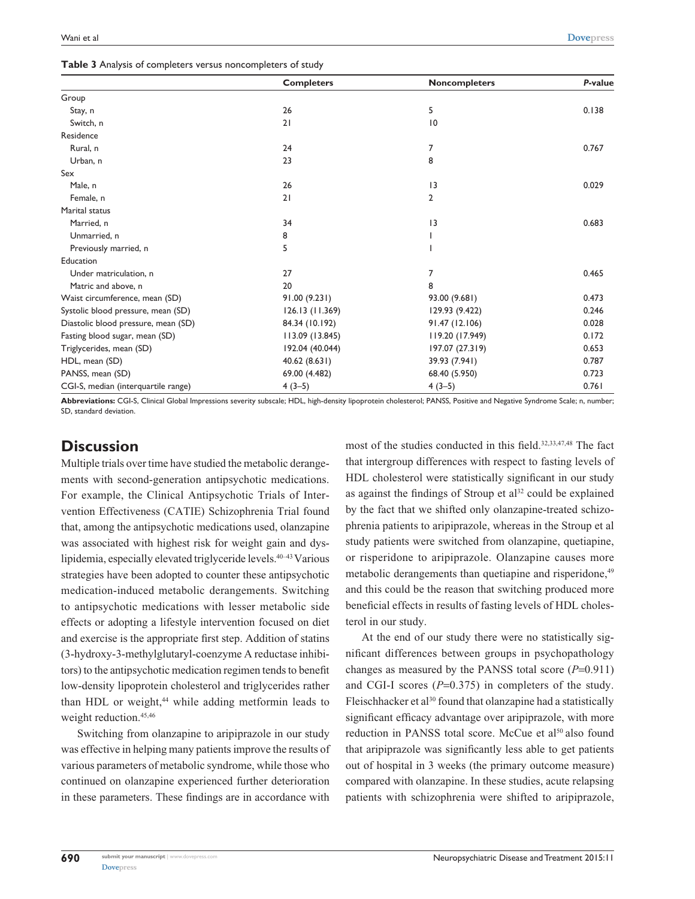**Table 3** Analysis of completers versus noncompleters of study

| | Completers | Noncompleters | *P*-value |
|---|---|---|---|
| Group | | | |
| Stay, n | 26 | 5 | 0.138 |
| Switch, n | 21 | 10 | |
| Residence | | | |
| Rural, n | 24 | 7 | 0.767 |
| Urban, n | 23 | 8 | |
| Sex | | | |
| Male, n | 26 | 13 | 0.029 |
| Female, n | 21 | 2 | |
| Marital status | | | |
| Married, n | 34 | 13 | 0.683 |
| Unmarried, n | 8 | 1 | |
| Previously married, n | 5 | 1 | |
| Education | | | |
| Under matriculation, n | 27 | 7 | 0.465 |
| Matric and above, n | 20 | 8 | |
| Waist circumference, mean (SD) | 91.00 (9.231) | 93.00 (9.681) | 0.473 |
| Systolic blood pressure, mean (SD) | 126.13 (11.369) | 129.93 (9.422) | 0.246 |
| Diastolic blood pressure, mean (SD) | 84.34 (10.192) | 91.47 (12.106) | 0.028 |
| Fasting blood sugar, mean (SD) | 113.09 (13.845) | 119.20 (17.949) | 0.172 |
| Triglycerides, mean (SD) | 192.04 (40.044) | 197.07 (27.319) | 0.653 |
| HDL, mean (SD) | 40.62 (8.631) | 39.93 (7.941) | 0.787 |
| PANSS, mean (SD) | 69.00 (4.482) | 68.40 (5.950) | 0.723 |
| CGI-S, median (interquartile range) | 4 (3–5) | 4 (3–5) | 0.761 |

**Abbreviations:** CGI-S, Clinical Global Impressions severity subscale; HDL, high-density lipoprotein cholesterol; PANSS, Positive and Negative Syndrome Scale; n, number; SD, standard deviation.

## Discussion

Multiple trials over time have studied the metabolic derangements with second-generation antipsychotic medications. For example, the Clinical Antipsychotic Trials of Intervention Effectiveness (CATIE) Schizophrenia Trial found that, among the antipsychotic medications used, olanzapine was associated with highest risk for weight gain and dyslipidemia, especially elevated triglyceride levels.[40–43] Various strategies have been adopted to counter these antipsychotic medication-induced metabolic derangements. Switching to antipsychotic medications with lesser metabolic side effects or adopting a lifestyle intervention focused on diet and exercise is the appropriate first step. Addition of statins (3-hydroxy-3-methylglutaryl-coenzyme A reductase inhibitors) to the antipsychotic medication regimen tends to benefit low-density lipoprotein cholesterol and triglycerides rather than HDL or weight,[44] while adding metformin leads to weight reduction.[45,46]

Switching from olanzapine to aripiprazole in our study was effective in helping many patients improve the results of various parameters of metabolic syndrome, while those who continued on olanzapine experienced further deterioration in these parameters. These findings are in accordance with most of the studies conducted in this field.[32,33,47,48] The fact that intergroup differences with respect to fasting levels of HDL cholesterol were statistically significant in our study as against the findings of Stroup et al[32] could be explained by the fact that we shifted only olanzapine-treated schizophrenia patients to aripiprazole, whereas in the Stroup et al study patients were switched from olanzapine, quetiapine, or risperidone to aripiprazole. Olanzapine causes more metabolic derangements than quetiapine and risperidone,[49] and this could be the reason that switching produced more beneficial effects in results of fasting levels of HDL cholesterol in our study.

At the end of our study there were no statistically significant differences between groups in psychopathology changes as measured by the PANSS total score ($P$=0.911) and CGI-I scores ($P$=0.375) in completers of the study. Fleischhacker et al[30] found that olanzapine had a statistically significant efficacy advantage over aripiprazole, with more reduction in PANSS total score. McCue et al[50] also found that aripiprazole was significantly less able to get patients out of hospital in 3 weeks (the primary outcome measure) compared with olanzapine. In these studies, acute relapsing patients with schizophrenia were shifted to aripiprazole,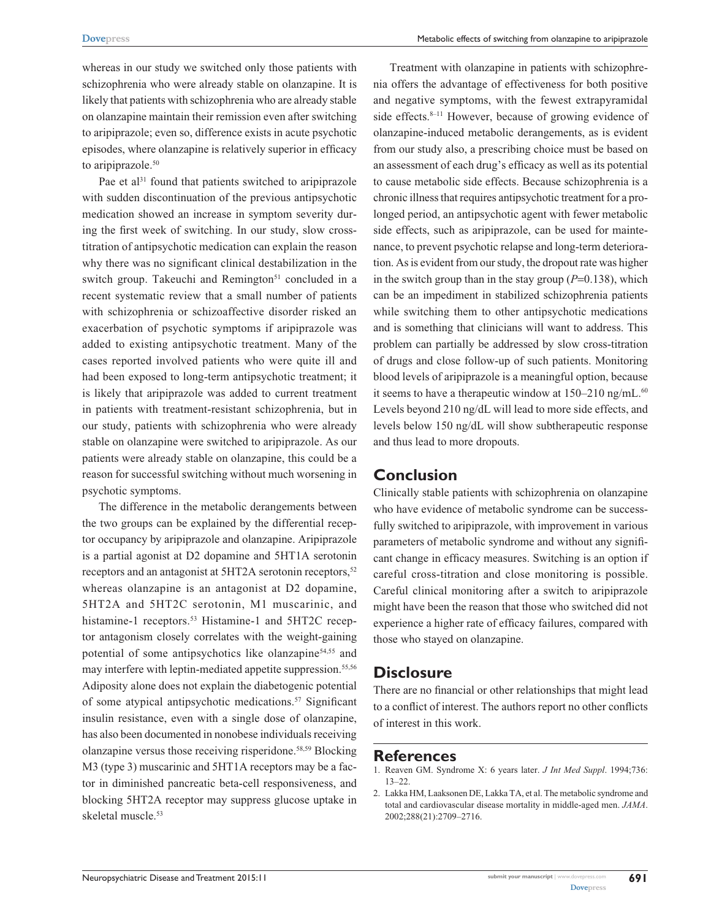whereas in our study we switched only those patients with schizophrenia who were already stable on olanzapine. It is likely that patients with schizophrenia who are already stable on olanzapine maintain their remission even after switching to aripiprazole; even so, difference exists in acute psychotic episodes, where olanzapine is relatively superior in efficacy to aripiprazole.[50]

Pae et al[31] found that patients switched to aripiprazole with sudden discontinuation of the previous antipsychotic medication showed an increase in symptom severity during the first week of switching. In our study, slow cross-titration of antipsychotic medication can explain the reason why there was no significant clinical destabilization in the switch group. Takeuchi and Remington[51] concluded in a recent systematic review that a small number of patients with schizophrenia or schizoaffective disorder risked an exacerbation of psychotic symptoms if aripiprazole was added to existing antipsychotic treatment. Many of the cases reported involved patients who were quite ill and had been exposed to long-term antipsychotic treatment; it is likely that aripiprazole was added to current treatment in patients with treatment-resistant schizophrenia, but in our study, patients with schizophrenia who were already stable on olanzapine were switched to aripiprazole. As our patients were already stable on olanzapine, this could be a reason for successful switching without much worsening in psychotic symptoms.

The difference in the metabolic derangements between the two groups can be explained by the differential receptor occupancy by aripiprazole and olanzapine. Aripiprazole is a partial agonist at D2 dopamine and 5HT1A serotonin receptors and an antagonist at 5HT2A serotonin receptors,[52] whereas olanzapine is an antagonist at D2 dopamine, 5HT2A and 5HT2C serotonin, M1 muscarinic, and histamine-1 receptors.[53] Histamine-1 and 5HT2C receptor antagonism closely correlates with the weight-gaining potential of some antipsychotics like olanzapine[54,55] and may interfere with leptin-mediated appetite suppression.[55,56] Adiposity alone does not explain the diabetogenic potential of some atypical antipsychotic medications.[57] Significant insulin resistance, even with a single dose of olanzapine, has also been documented in nonobese individuals receiving olanzapine versus those receiving risperidone.[58,59] Blocking M3 (type 3) muscarinic and 5HT1A receptors may be a factor in diminished pancreatic beta-cell responsiveness, and blocking 5HT2A receptor may suppress glucose uptake in skeletal muscle.[53]

Treatment with olanzapine in patients with schizophrenia offers the advantage of effectiveness for both positive and negative symptoms, with the fewest extrapyramidal side effects.[8–11] However, because of growing evidence of olanzapine-induced metabolic derangements, as is evident from our study also, a prescribing choice must be based on an assessment of each drug's efficacy as well as its potential to cause metabolic side effects. Because schizophrenia is a chronic illness that requires antipsychotic treatment for a prolonged period, an antipsychotic agent with fewer metabolic side effects, such as aripiprazole, can be used for maintenance, to prevent psychotic relapse and long-term deterioration. As is evident from our study, the dropout rate was higher in the switch group than in the stay group ($P$=0.138), which can be an impediment in stabilized schizophrenia patients while switching them to other antipsychotic medications and is something that clinicians will want to address. This problem can partially be addressed by slow cross-titration of drugs and close follow-up of such patients. Monitoring blood levels of aripiprazole is a meaningful option, because it seems to have a therapeutic window at 150–210 ng/mL.[60] Levels beyond 210 ng/dL will lead to more side effects, and levels below 150 ng/dL will show subtherapeutic response and thus lead to more dropouts.

## Conclusion

Clinically stable patients with schizophrenia on olanzapine who have evidence of metabolic syndrome can be successfully switched to aripiprazole, with improvement in various parameters of metabolic syndrome and without any significant change in efficacy measures. Switching is an option if careful cross-titration and close monitoring is possible. Careful clinical monitoring after a switch to aripiprazole might have been the reason that those who switched did not experience a higher rate of efficacy failures, compared with those who stayed on olanzapine.

## Disclosure

There are no financial or other relationships that might lead to a conflict of interest. The authors report no other conflicts of interest in this work.

## References

1. Reaven GM. Syndrome X: 6 years later. *J Int Med Suppl*. 1994;736: 13–22.
2. Lakka HM, Laaksonen DE, Lakka TA, et al. The metabolic syndrome and total and cardiovascular disease mortality in middle-aged men. *JAMA*. 2002;288(21):2709–2716.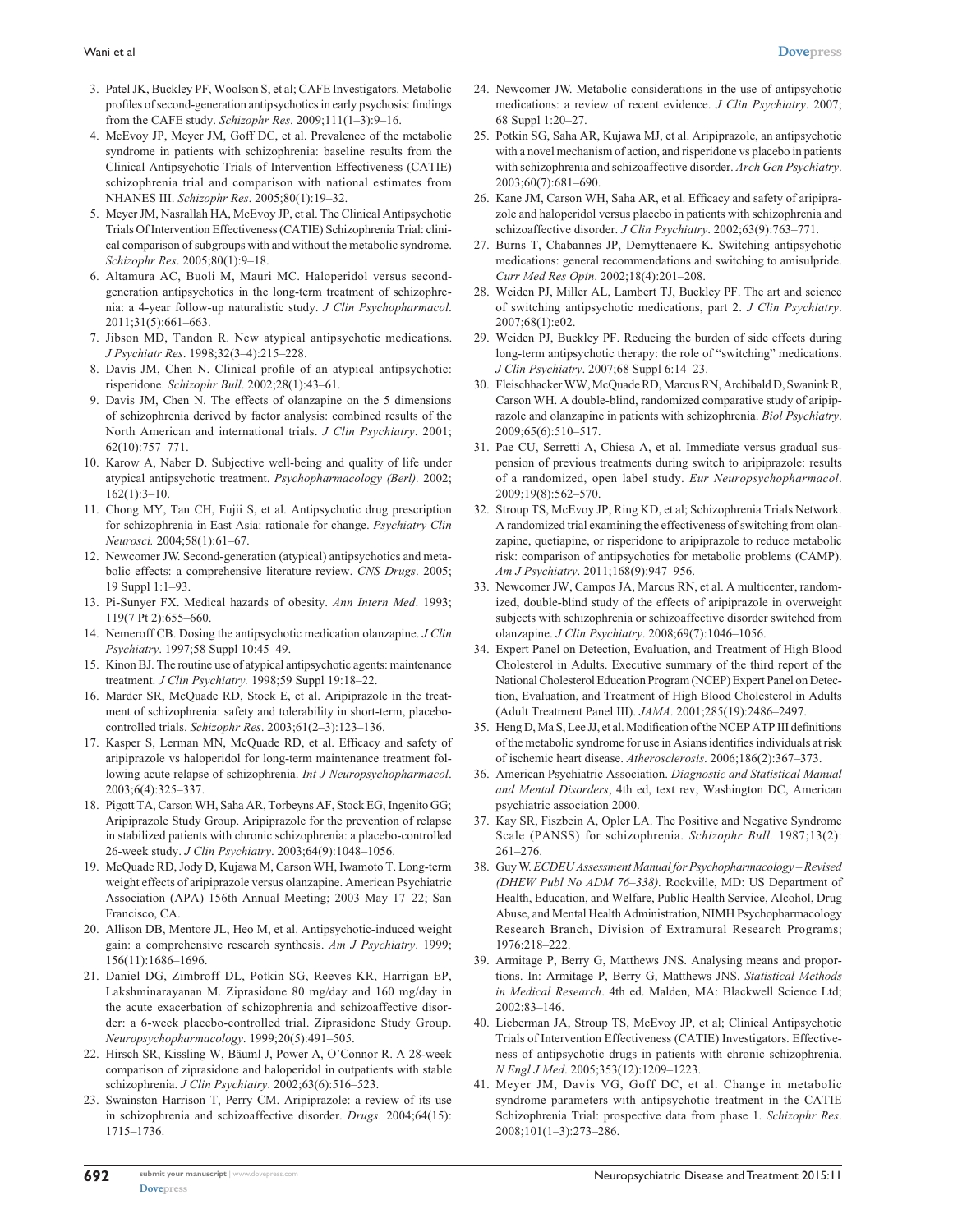3. Patel JK, Buckley PF, Woolson S, et al; CAFE Investigators. Metabolic profiles of second-generation antipsychotics in early psychosis: findings from the CAFE study. *Schizophr Res*. 2009;111(1–3):9–16.
4. McEvoy JP, Meyer JM, Goff DC, et al. Prevalence of the metabolic syndrome in patients with schizophrenia: baseline results from the Clinical Antipsychotic Trials of Intervention Effectiveness (CATIE) schizophrenia trial and comparison with national estimates from NHANES III. *Schizophr Res*. 2005;80(1):19–32.
5. Meyer JM, Nasrallah HA, McEvoy JP, et al. The Clinical Antipsychotic Trials Of Intervention Effectiveness (CATIE) Schizophrenia Trial: clinical comparison of subgroups with and without the metabolic syndrome. *Schizophr Res*. 2005;80(1):9–18.
6. Altamura AC, Buoli M, Mauri MC. Haloperidol versus second-generation antipsychotics in the long-term treatment of schizophrenia: a 4-year follow-up naturalistic study. *J Clin Psychopharmacol*. 2011;31(5):661–663.
7. Jibson MD, Tandon R. New atypical antipsychotic medications. *J Psychiatr Res*. 1998;32(3–4):215–228.
8. Davis JM, Chen N. Clinical profile of an atypical antipsychotic: risperidone. *Schizophr Bull*. 2002;28(1):43–61.
9. Davis JM, Chen N. The effects of olanzapine on the 5 dimensions of schizophrenia derived by factor analysis: combined results of the North American and international trials. *J Clin Psychiatry*. 2001;62(10):757–771.
10. Karow A, Naber D. Subjective well-being and quality of life under atypical antipsychotic treatment. *Psychopharmacology (Berl)*. 2002;162(1):3–10.
11. Chong MY, Tan CH, Fujii S, et al. Antipsychotic drug prescription for schizophrenia in East Asia: rationale for change. *Psychiatry Clin Neurosci.* 2004;58(1):61–67.
12. Newcomer JW. Second-generation (atypical) antipsychotics and metabolic effects: a comprehensive literature review. *CNS Drugs*. 2005;19 Suppl 1:1–93.
13. Pi-Sunyer FX. Medical hazards of obesity. *Ann Intern Med*. 1993;119(7 Pt 2):655–660.
14. Nemeroff CB. Dosing the antipsychotic medication olanzapine. *J Clin Psychiatry*. 1997;58 Suppl 10:45–49.
15. Kinon BJ. The routine use of atypical antipsychotic agents: maintenance treatment. *J Clin Psychiatry.* 1998;59 Suppl 19:18–22.
16. Marder SR, McQuade RD, Stock E, et al. Aripiprazole in the treatment of schizophrenia: safety and tolerability in short-term, placebo-controlled trials. *Schizophr Res*. 2003;61(2–3):123–136.
17. Kasper S, Lerman MN, McQuade RD, et al. Efficacy and safety of aripiprazole vs haloperidol for long-term maintenance treatment following acute relapse of schizophrenia. *Int J Neuropsychopharmacol*. 2003;6(4):325–337.
18. Pigott TA, Carson WH, Saha AR, Torbeyns AF, Stock EG, Ingenito GG; Aripiprazole Study Group. Aripiprazole for the prevention of relapse in stabilized patients with chronic schizophrenia: a placebo-controlled 26-week study. *J Clin Psychiatry*. 2003;64(9):1048–1056.
19. McQuade RD, Jody D, Kujawa M, Carson WH, Iwamoto T. Long-term weight effects of aripiprazole versus olanzapine. American Psychiatric Association (APA) 156th Annual Meeting; 2003 May 17–22; San Francisco, CA.
20. Allison DB, Mentore JL, Heo M, et al. Antipsychotic-induced weight gain: a comprehensive research synthesis. *Am J Psychiatry*. 1999;156(11):1686–1696.
21. Daniel DG, Zimbroff DL, Potkin SG, Reeves KR, Harrigan EP, Lakshminarayanan M. Ziprasidone 80 mg/day and 160 mg/day in the acute exacerbation of schizophrenia and schizoaffective disorder: a 6-week placebo-controlled trial. Ziprasidone Study Group. *Neuropsychopharmacology*. 1999;20(5):491–505.
22. Hirsch SR, Kissling W, Bäuml J, Power A, O'Connor R. A 28-week comparison of ziprasidone and haloperidol in outpatients with stable schizophrenia. *J Clin Psychiatry*. 2002;63(6):516–523.
23. Swainston Harrison T, Perry CM. Aripiprazole: a review of its use in schizophrenia and schizoaffective disorder. *Drugs*. 2004;64(15):1715–1736.
24. Newcomer JW. Metabolic considerations in the use of antipsychotic medications: a review of recent evidence. *J Clin Psychiatry*. 2007;68 Suppl 1:20–27.
25. Potkin SG, Saha AR, Kujawa MJ, et al. Aripiprazole, an antipsychotic with a novel mechanism of action, and risperidone vs placebo in patients with schizophrenia and schizoaffective disorder. *Arch Gen Psychiatry*. 2003;60(7):681–690.
26. Kane JM, Carson WH, Saha AR, et al. Efficacy and safety of aripiprazole and haloperidol versus placebo in patients with schizophrenia and schizoaffective disorder. *J Clin Psychiatry*. 2002;63(9):763–771.
27. Burns T, Chabannes JP, Demyttenaere K. Switching antipsychotic medications: general recommendations and switching to amisulpride. *Curr Med Res Opin*. 2002;18(4):201–208.
28. Weiden PJ, Miller AL, Lambert TJ, Buckley PF. The art and science of switching antipsychotic medications, part 2. *J Clin Psychiatry*. 2007;68(1):e02.
29. Weiden PJ, Buckley PF. Reducing the burden of side effects during long-term antipsychotic therapy: the role of "switching" medications. *J Clin Psychiatry*. 2007;68 Suppl 6:14–23.
30. Fleischhacker WW, McQuade RD, Marcus RN, Archibald D, Swanink R, Carson WH. A double-blind, randomized comparative study of aripiprazole and olanzapine in patients with schizophrenia. *Biol Psychiatry*. 2009;65(6):510–517.
31. Pae CU, Serretti A, Chiesa A, et al. Immediate versus gradual suspension of previous treatments during switch to aripiprazole: results of a randomized, open label study. *Eur Neuropsychopharmacol*. 2009;19(8):562–570.
32. Stroup TS, McEvoy JP, Ring KD, et al; Schizophrenia Trials Network. A randomized trial examining the effectiveness of switching from olanzapine, quetiapine, or risperidone to aripiprazole to reduce metabolic risk: comparison of antipsychotics for metabolic problems (CAMP). *Am J Psychiatry*. 2011;168(9):947–956.
33. Newcomer JW, Campos JA, Marcus RN, et al. A multicenter, randomized, double-blind study of the effects of aripiprazole in overweight subjects with schizophrenia or schizoaffective disorder switched from olanzapine. *J Clin Psychiatry*. 2008;69(7):1046–1056.
34. Expert Panel on Detection, Evaluation, and Treatment of High Blood Cholesterol in Adults. Executive summary of the third report of the National Cholesterol Education Program (NCEP) Expert Panel on Detection, Evaluation, and Treatment of High Blood Cholesterol in Adults (Adult Treatment Panel III). *JAMA*. 2001;285(19):2486–2497.
35. Heng D, Ma S, Lee JJ, et al. Modification of the NCEP ATP III definitions of the metabolic syndrome for use in Asians identifies individuals at risk of ischemic heart disease. *Atherosclerosis*. 2006;186(2):367–373.
36. American Psychiatric Association. *Diagnostic and Statistical Manual and Mental Disorders*, 4th ed, text rev, Washington DC, American psychiatric association 2000.
37. Kay SR, Fiszbein A, Opler LA. The Positive and Negative Syndrome Scale (PANSS) for schizophrenia. *Schizophr Bull.* 1987;13(2):261–276.
38. Guy W. *ECDEU Assessment Manual for Psychopharmacology – Revised (DHEW Publ No ADM 76–338).* Rockville, MD: US Department of Health, Education, and Welfare, Public Health Service, Alcohol, Drug Abuse, and Mental Health Administration, NIMH Psychopharmacology Research Branch, Division of Extramural Research Programs; 1976:218–222.
39. Armitage P, Berry G, Matthews JNS. Analysing means and proportions. In: Armitage P, Berry G, Matthews JNS. *Statistical Methods in Medical Research*. 4th ed. Malden, MA: Blackwell Science Ltd; 2002:83–146.
40. Lieberman JA, Stroup TS, McEvoy JP, et al; Clinical Antipsychotic Trials of Intervention Effectiveness (CATIE) Investigators. Effectiveness of antipsychotic drugs in patients with chronic schizophrenia. *N Engl J Med*. 2005;353(12):1209–1223.
41. Meyer JM, Davis VG, Goff DC, et al. Change in metabolic syndrome parameters with antipsychotic treatment in the CATIE Schizophrenia Trial: prospective data from phase 1. *Schizophr Res*. 2008;101(1–3):273–286.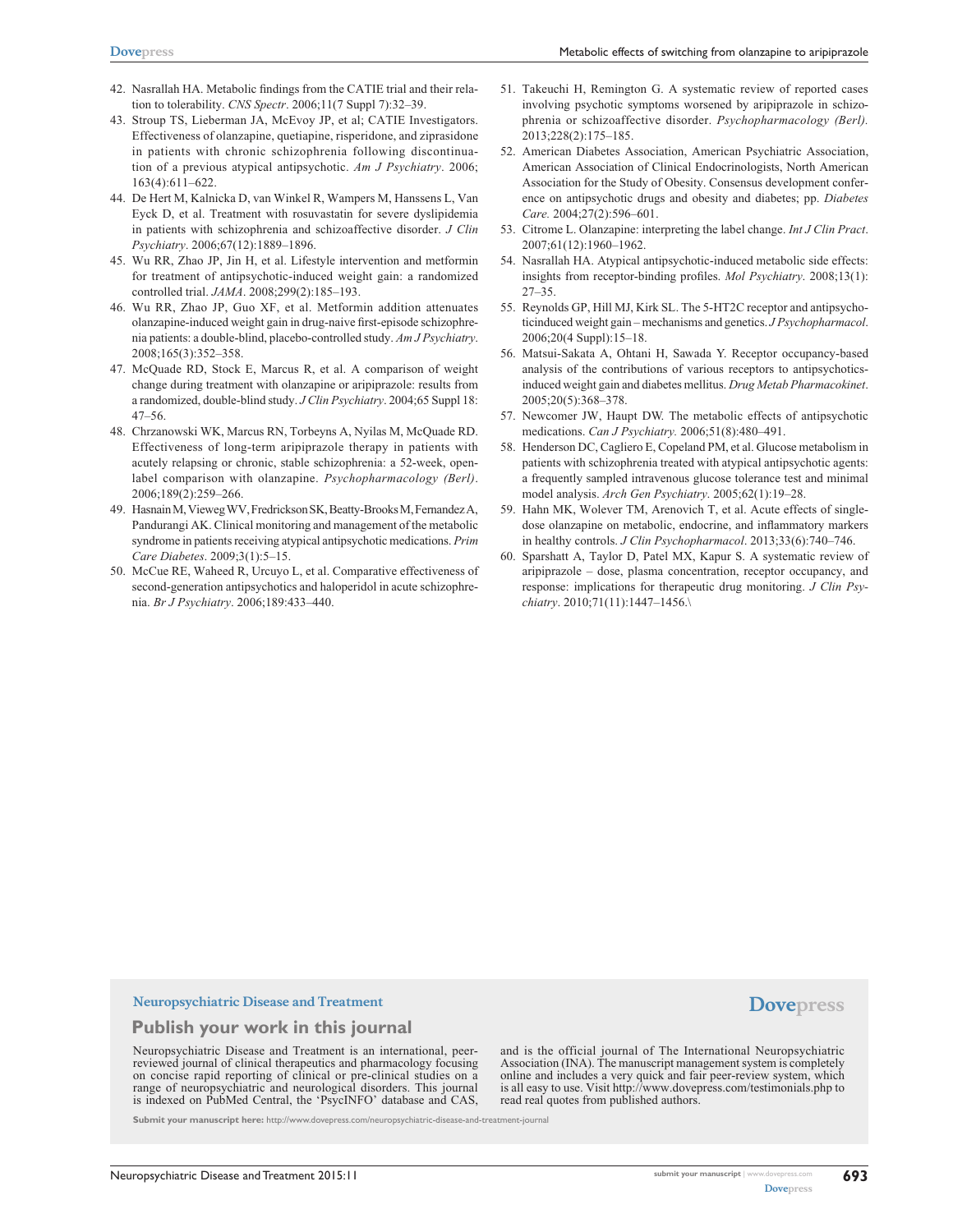42. Nasrallah HA. Metabolic findings from the CATIE trial and their relation to tolerability. *CNS Spectr*. 2006;11(7 Suppl 7):32–39.
43. Stroup TS, Lieberman JA, McEvoy JP, et al; CATIE Investigators. Effectiveness of olanzapine, quetiapine, risperidone, and ziprasidone in patients with chronic schizophrenia following discontinuation of a previous atypical antipsychotic. *Am J Psychiatry*. 2006; 163(4):611–622.
44. De Hert M, Kalnicka D, van Winkel R, Wampers M, Hanssens L, Van Eyck D, et al. Treatment with rosuvastatin for severe dyslipidemia in patients with schizophrenia and schizoaffective disorder. *J Clin Psychiatry*. 2006;67(12):1889–1896.
45. Wu RR, Zhao JP, Jin H, et al. Lifestyle intervention and metformin for treatment of antipsychotic-induced weight gain: a randomized controlled trial. *JAMA*. 2008;299(2):185–193.
46. Wu RR, Zhao JP, Guo XF, et al. Metformin addition attenuates olanzapine-induced weight gain in drug-naive first-episode schizophrenia patients: a double-blind, placebo-controlled study. *Am J Psychiatry*. 2008;165(3):352–358.
47. McQuade RD, Stock E, Marcus R, et al. A comparison of weight change during treatment with olanzapine or aripiprazole: results from a randomized, double-blind study. *J Clin Psychiatry*. 2004;65 Suppl 18: 47–56.
48. Chrzanowski WK, Marcus RN, Torbeyns A, Nyilas M, McQuade RD. Effectiveness of long-term aripiprazole therapy in patients with acutely relapsing or chronic, stable schizophrenia: a 52-week, open-label comparison with olanzapine. *Psychopharmacology (Berl)*. 2006;189(2):259–266.
49. Hasnain M, Vieweg WV, Fredrickson SK, Beatty-Brooks M, Fernandez A, Pandurangi AK. Clinical monitoring and management of the metabolic syndrome in patients receiving atypical antipsychotic medications. *Prim Care Diabetes*. 2009;3(1):5–15.
50. McCue RE, Waheed R, Urcuyo L, et al. Comparative effectiveness of second-generation antipsychotics and haloperidol in acute schizophrenia. *Br J Psychiatry*. 2006;189:433–440.
51. Takeuchi H, Remington G. A systematic review of reported cases involving psychotic symptoms worsened by aripiprazole in schizophrenia or schizoaffective disorder. *Psychopharmacology (Berl)*. 2013;228(2):175–185.
52. American Diabetes Association, American Psychiatric Association, American Association of Clinical Endocrinologists, North American Association for the Study of Obesity. Consensus development conference on antipsychotic drugs and obesity and diabetes; pp. *Diabetes Care*. 2004;27(2):596–601.
53. Citrome L. Olanzapine: interpreting the label change. *Int J Clin Pract*. 2007;61(12):1960–1962.
54. Nasrallah HA. Atypical antipsychotic-induced metabolic side effects: insights from receptor-binding profiles. *Mol Psychiatry*. 2008;13(1): 27–35.
55. Reynolds GP, Hill MJ, Kirk SL. The 5-HT2C receptor and antipsychoticinduced weight gain – mechanisms and genetics. *J Psychopharmacol*. 2006;20(4 Suppl):15–18.
56. Matsui-Sakata A, Ohtani H, Sawada Y. Receptor occupancy-based analysis of the contributions of various receptors to antipsychotics-induced weight gain and diabetes mellitus. *Drug Metab Pharmacokinet*. 2005;20(5):368–378.
57. Newcomer JW, Haupt DW. The metabolic effects of antipsychotic medications. *Can J Psychiatry*. 2006;51(8):480–491.
58. Henderson DC, Cagliero E, Copeland PM, et al. Glucose metabolism in patients with schizophrenia treated with atypical antipsychotic agents: a frequently sampled intravenous glucose tolerance test and minimal model analysis. *Arch Gen Psychiatry*. 2005;62(1):19–28.
59. Hahn MK, Wolever TM, Arenovich T, et al. Acute effects of single-dose olanzapine on metabolic, endocrine, and inflammatory markers in healthy controls. *J Clin Psychopharmacol*. 2013;33(6):740–746.
60. Sparshatt A, Taylor D, Patel MX, Kapur S. A systematic review of aripiprazole – dose, plasma concentration, receptor occupancy, and response: implications for therapeutic drug monitoring. *J Clin Psychiatry*. 2010;71(11):1447–1456.\

**Neuropsychiatric Disease and Treatment**

**Publish your work in this journal**

Neuropsychiatric Disease and Treatment is an international, peer-reviewed journal of clinical therapeutics and pharmacology focusing on concise rapid reporting of clinical or pre-clinical studies on a range of neuropsychiatric and neurological disorders. This journal is indexed on PubMed Central, the 'PsycINFO' database and CAS, and is the official journal of The International Neuropsychiatric Association (INA). The manuscript management system is completely online and includes a very quick and fair peer-review system, which is all easy to use. Visit http://www.dovepress.com/testimonials.php to read real quotes from published authors.

**Submit your manuscript here:** http://www.dovepress.com/neuropsychiatric-disease-and-treatment-journal